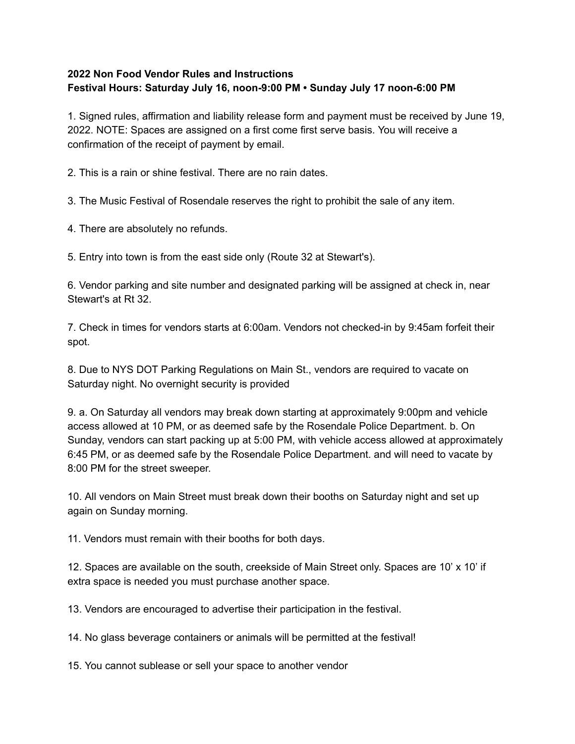**2022 Non Food Vendor Rules and Instructions**
**Festival Hours: Saturday July 16, noon-9:00 PM • Sunday July 17 noon-6:00 PM**

1. Signed rules, affirmation and liability release form and payment must be received by June 19, 2022. NOTE: Spaces are assigned on a first come first serve basis. You will receive a confirmation of the receipt of payment by email.

2. This is a rain or shine festival. There are no rain dates.

3. The Music Festival of Rosendale reserves the right to prohibit the sale of any item.

4. There are absolutely no refunds.

5. Entry into town is from the east side only (Route 32 at Stewart's).

6. Vendor parking and site number and designated parking will be assigned at check in, near Stewart's at Rt 32.

7. Check in times for vendors starts at 6:00am. Vendors not checked-in by 9:45am forfeit their spot.

8. Due to NYS DOT Parking Regulations on Main St., vendors are required to vacate on Saturday night. No overnight security is provided

9. a. On Saturday all vendors may break down starting at approximately 9:00pm and vehicle access allowed at 10 PM, or as deemed safe by the Rosendale Police Department. b. On Sunday, vendors can start packing up at 5:00 PM, with vehicle access allowed at approximately 6:45 PM, or as deemed safe by the Rosendale Police Department. and will need to vacate by 8:00 PM for the street sweeper.

10. All vendors on Main Street must break down their booths on Saturday night and set up again on Sunday morning.

11. Vendors must remain with their booths for both days.

12. Spaces are available on the south, creekside of Main Street only. Spaces are 10' x 10' if extra space is needed you must purchase another space.

13. Vendors are encouraged to advertise their participation in the festival.

14. No glass beverage containers or animals will be permitted at the festival!

15. You cannot sublease or sell your space to another vendor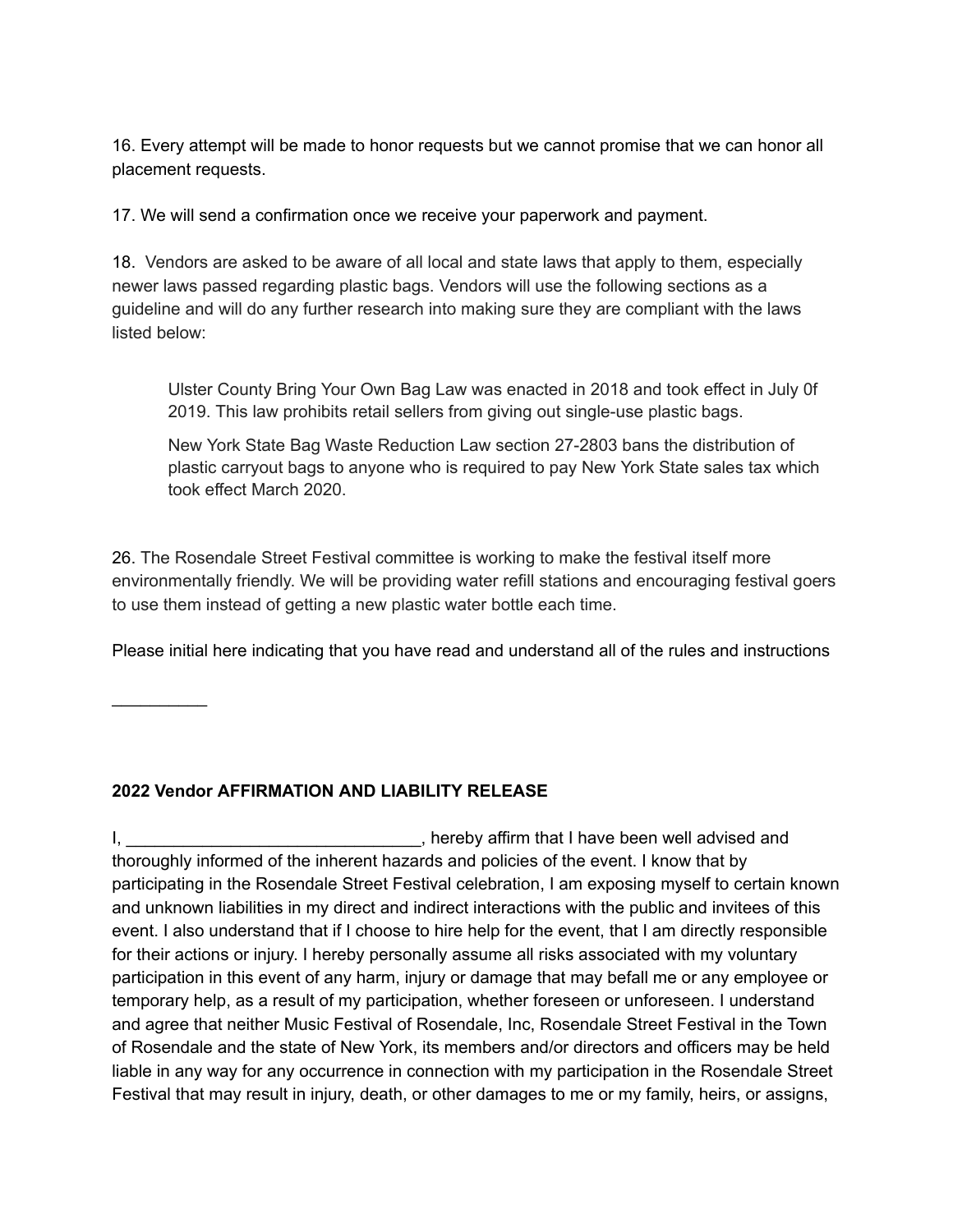16. Every attempt will be made to honor requests but we cannot promise that we can honor all placement requests.

17. We will send a confirmation once we receive your paperwork and payment.

18. Vendors are asked to be aware of all local and state laws that apply to them, especially newer laws passed regarding plastic bags. Vendors will use the following sections as a guideline and will do any further research into making sure they are compliant with the laws listed below:

> Ulster County Bring Your Own Bag Law was enacted in 2018 and took effect in July 0f 2019. This law prohibits retail sellers from giving out single-use plastic bags.
>
> New York State Bag Waste Reduction Law section 27-2803 bans the distribution of plastic carryout bags to anyone who is required to pay New York State sales tax which took effect March 2020.

26. The Rosendale Street Festival committee is working to make the festival itself more environmentally friendly. We will be providing water refill stations and encouraging festival goers to use them instead of getting a new plastic water bottle each time.

Please initial here indicating that you have read and understand all of the rules and instructions

__________

**2022 Vendor AFFIRMATION AND LIABILITY RELEASE**

I, _______________________________, hereby affirm that I have been well advised and thoroughly informed of the inherent hazards and policies of the event. I know that by participating in the Rosendale Street Festival celebration, I am exposing myself to certain known and unknown liabilities in my direct and indirect interactions with the public and invitees of this event. I also understand that if I choose to hire help for the event, that I am directly responsible for their actions or injury. I hereby personally assume all risks associated with my voluntary participation in this event of any harm, injury or damage that may befall me or any employee or temporary help, as a result of my participation, whether foreseen or unforeseen. I understand and agree that neither Music Festival of Rosendale, Inc, Rosendale Street Festival in the Town of Rosendale and the state of New York, its members and/or directors and officers may be held liable in any way for any occurrence in connection with my participation in the Rosendale Street Festival that may result in injury, death, or other damages to me or my family, heirs, or assigns,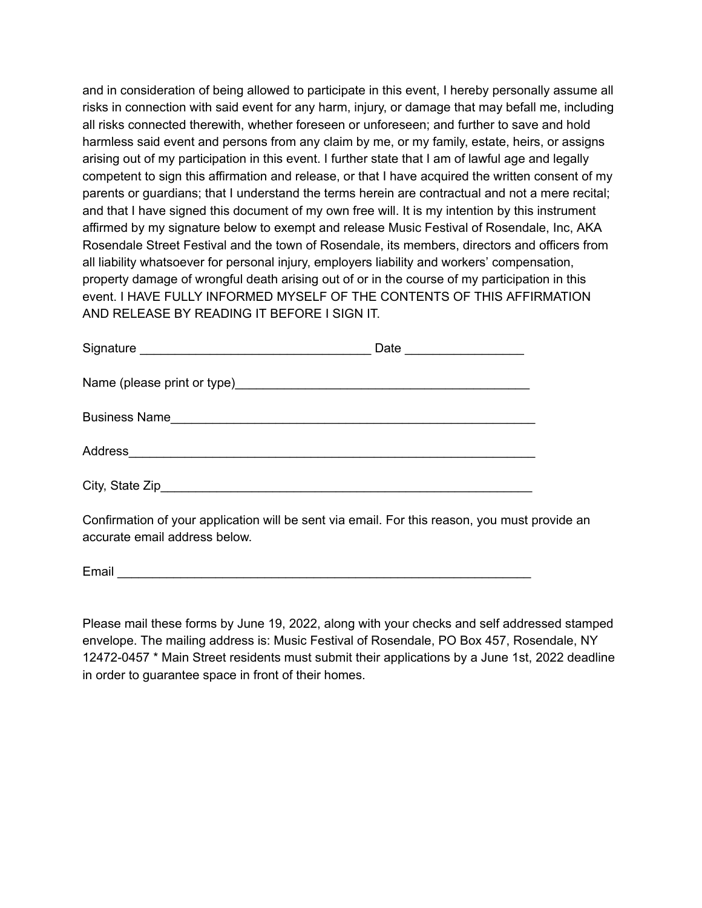and in consideration of being allowed to participate in this event, I hereby personally assume all risks in connection with said event for any harm, injury, or damage that may befall me, including all risks connected therewith, whether foreseen or unforeseen; and further to save and hold harmless said event and persons from any claim by me, or my family, estate, heirs, or assigns arising out of my participation in this event. I further state that I am of lawful age and legally competent to sign this affirmation and release, or that I have acquired the written consent of my parents or guardians; that I understand the terms herein are contractual and not a mere recital; and that I have signed this document of my own free will. It is my intention by this instrument affirmed by my signature below to exempt and release Music Festival of Rosendale, Inc, AKA Rosendale Street Festival and the town of Rosendale, its members, directors and officers from all liability whatsoever for personal injury, employers liability and workers' compensation, property damage of wrongful death arising out of or in the course of my participation in this event. I HAVE FULLY INFORMED MYSELF OF THE CONTENTS OF THIS AFFIRMATION AND RELEASE BY READING IT BEFORE I SIGN IT.

Signature ________________________________ Date _________________

Name (please print or type)__________________________________________

Business Name____________________________________________________

Address_________________________________________________________

City, State Zip____________________________________________________

Confirmation of your application will be sent via email. For this reason, you must provide an accurate email address below.

Email ___________________________________________________________

Please mail these forms by June 19, 2022, along with your checks and self addressed stamped envelope. The mailing address is: Music Festival of Rosendale, PO Box 457, Rosendale, NY 12472-0457 * Main Street residents must submit their applications by a June 1st, 2022 deadline in order to guarantee space in front of their homes.